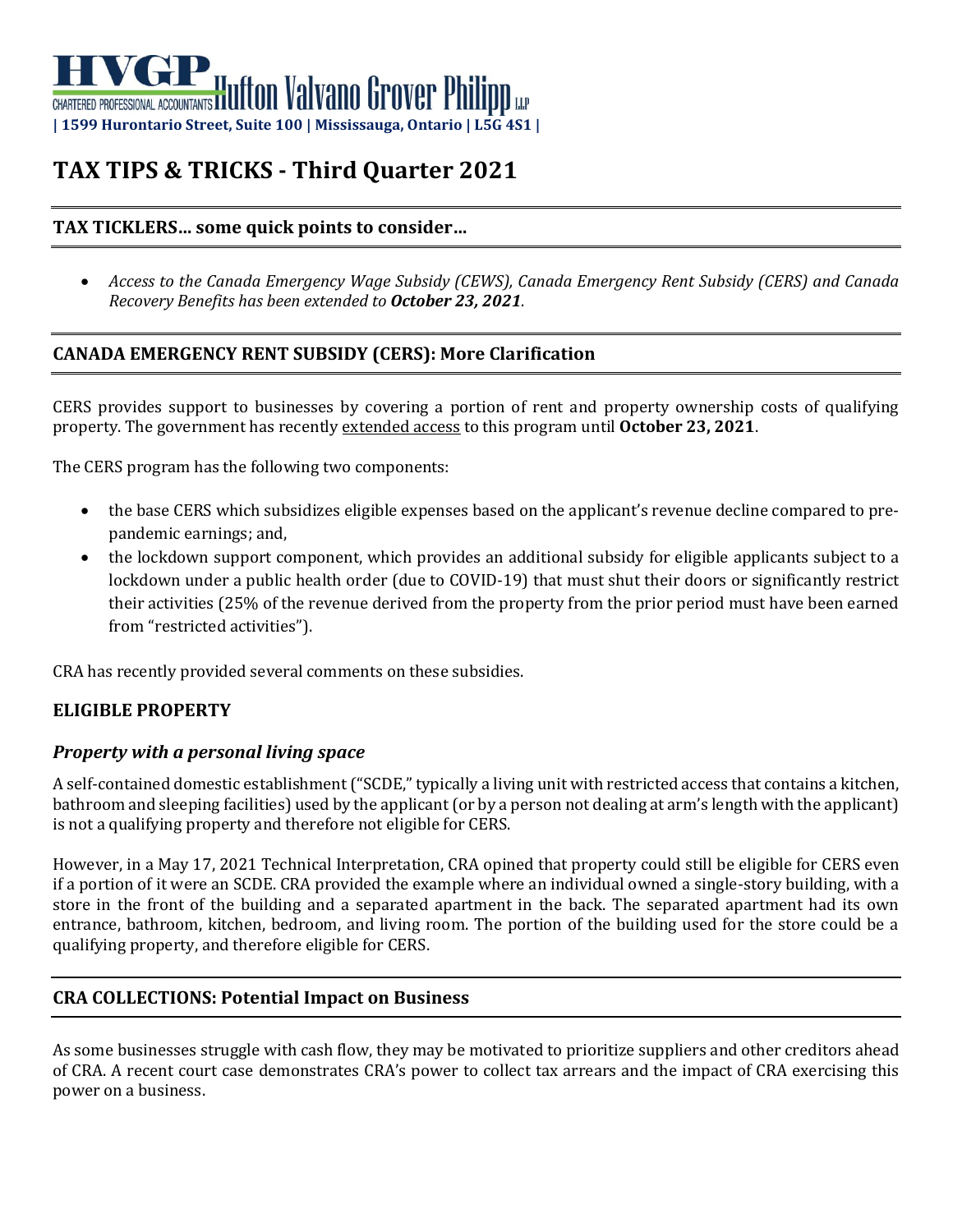**HVGP** Hutton Valvano Grover Philipp LLP
CHARTERED PROFESSIONAL ACCOUNTANTS
**| 1599 Hurontario Street, Suite 100 | Mississauga, Ontario | L5G 4S1 |**

# TAX TIPS & TRICKS - Third Quarter 2021

## TAX TICKLERS… some quick points to consider…

- *Access to the Canada Emergency Wage Subsidy (CEWS), Canada Emergency Rent Subsidy (CERS) and Canada Recovery Benefits has been extended to **October 23, 2021**.*

## CANADA EMERGENCY RENT SUBSIDY (CERS): More Clarification

CERS provides support to businesses by covering a portion of rent and property ownership costs of qualifying property. The government has recently extended access to this program until **October 23, 2021**.

The CERS program has the following two components:

- the base CERS which subsidizes eligible expenses based on the applicant's revenue decline compared to pre-pandemic earnings; and,
- the lockdown support component, which provides an additional subsidy for eligible applicants subject to a lockdown under a public health order (due to COVID-19) that must shut their doors or significantly restrict their activities (25% of the revenue derived from the property from the prior period must have been earned from "restricted activities").

CRA has recently provided several comments on these subsidies.

### ELIGIBLE PROPERTY

#### *Property with a personal living space*

A self-contained domestic establishment ("SCDE," typically a living unit with restricted access that contains a kitchen, bathroom and sleeping facilities) used by the applicant (or by a person not dealing at arm's length with the applicant) is not a qualifying property and therefore not eligible for CERS.

However, in a May 17, 2021 Technical Interpretation, CRA opined that property could still be eligible for CERS even if a portion of it were an SCDE. CRA provided the example where an individual owned a single-story building, with a store in the front of the building and a separated apartment in the back. The separated apartment had its own entrance, bathroom, kitchen, bedroom, and living room. The portion of the building used for the store could be a qualifying property, and therefore eligible for CERS.

## CRA COLLECTIONS: Potential Impact on Business

As some businesses struggle with cash flow, they may be motivated to prioritize suppliers and other creditors ahead of CRA. A recent court case demonstrates CRA's power to collect tax arrears and the impact of CRA exercising this power on a business.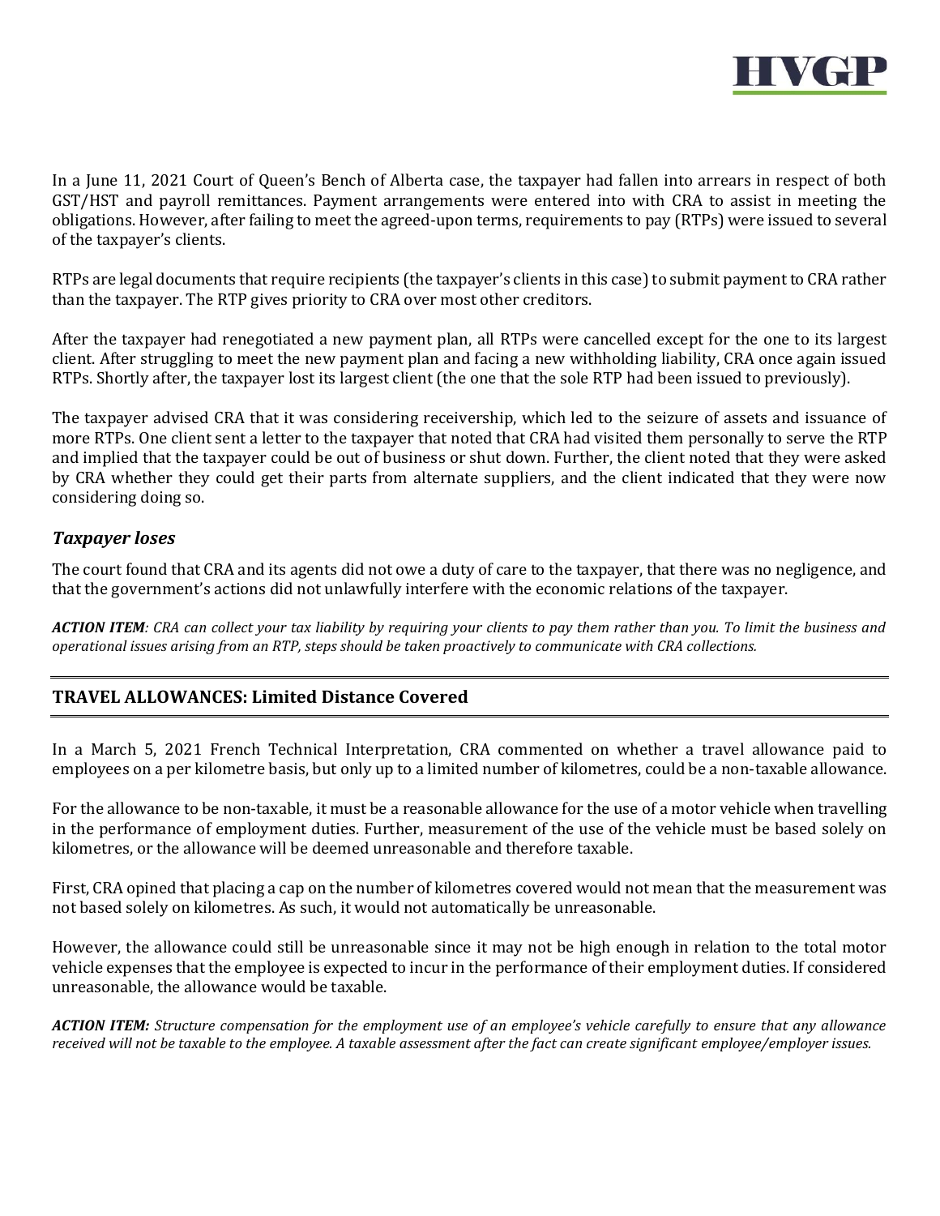In a June 11, 2021 Court of Queen's Bench of Alberta case, the taxpayer had fallen into arrears in respect of both GST/HST and payroll remittances. Payment arrangements were entered into with CRA to assist in meeting the obligations. However, after failing to meet the agreed-upon terms, requirements to pay (RTPs) were issued to several of the taxpayer's clients.

RTPs are legal documents that require recipients (the taxpayer's clients in this case) to submit payment to CRA rather than the taxpayer. The RTP gives priority to CRA over most other creditors.

After the taxpayer had renegotiated a new payment plan, all RTPs were cancelled except for the one to its largest client. After struggling to meet the new payment plan and facing a new withholding liability, CRA once again issued RTPs. Shortly after, the taxpayer lost its largest client (the one that the sole RTP had been issued to previously).

The taxpayer advised CRA that it was considering receivership, which led to the seizure of assets and issuance of more RTPs. One client sent a letter to the taxpayer that noted that CRA had visited them personally to serve the RTP and implied that the taxpayer could be out of business or shut down. Further, the client noted that they were asked by CRA whether they could get their parts from alternate suppliers, and the client indicated that they were now considering doing so.

### *Taxpayer loses*

The court found that CRA and its agents did not owe a duty of care to the taxpayer, that there was no negligence, and that the government's actions did not unlawfully interfere with the economic relations of the taxpayer.

***ACTION ITEM****: CRA can collect your tax liability by requiring your clients to pay them rather than you. To limit the business and operational issues arising from an RTP, steps should be taken proactively to communicate with CRA collections.*

## TRAVEL ALLOWANCES: Limited Distance Covered

In a March 5, 2021 French Technical Interpretation, CRA commented on whether a travel allowance paid to employees on a per kilometre basis, but only up to a limited number of kilometres, could be a non-taxable allowance.

For the allowance to be non-taxable, it must be a reasonable allowance for the use of a motor vehicle when travelling in the performance of employment duties. Further, measurement of the use of the vehicle must be based solely on kilometres, or the allowance will be deemed unreasonable and therefore taxable.

First, CRA opined that placing a cap on the number of kilometres covered would not mean that the measurement was not based solely on kilometres. As such, it would not automatically be unreasonable.

However, the allowance could still be unreasonable since it may not be high enough in relation to the total motor vehicle expenses that the employee is expected to incur in the performance of their employment duties. If considered unreasonable, the allowance would be taxable.

***ACTION ITEM:*** *Structure compensation for the employment use of an employee's vehicle carefully to ensure that any allowance received will not be taxable to the employee. A taxable assessment after the fact can create significant employee/employer issues.*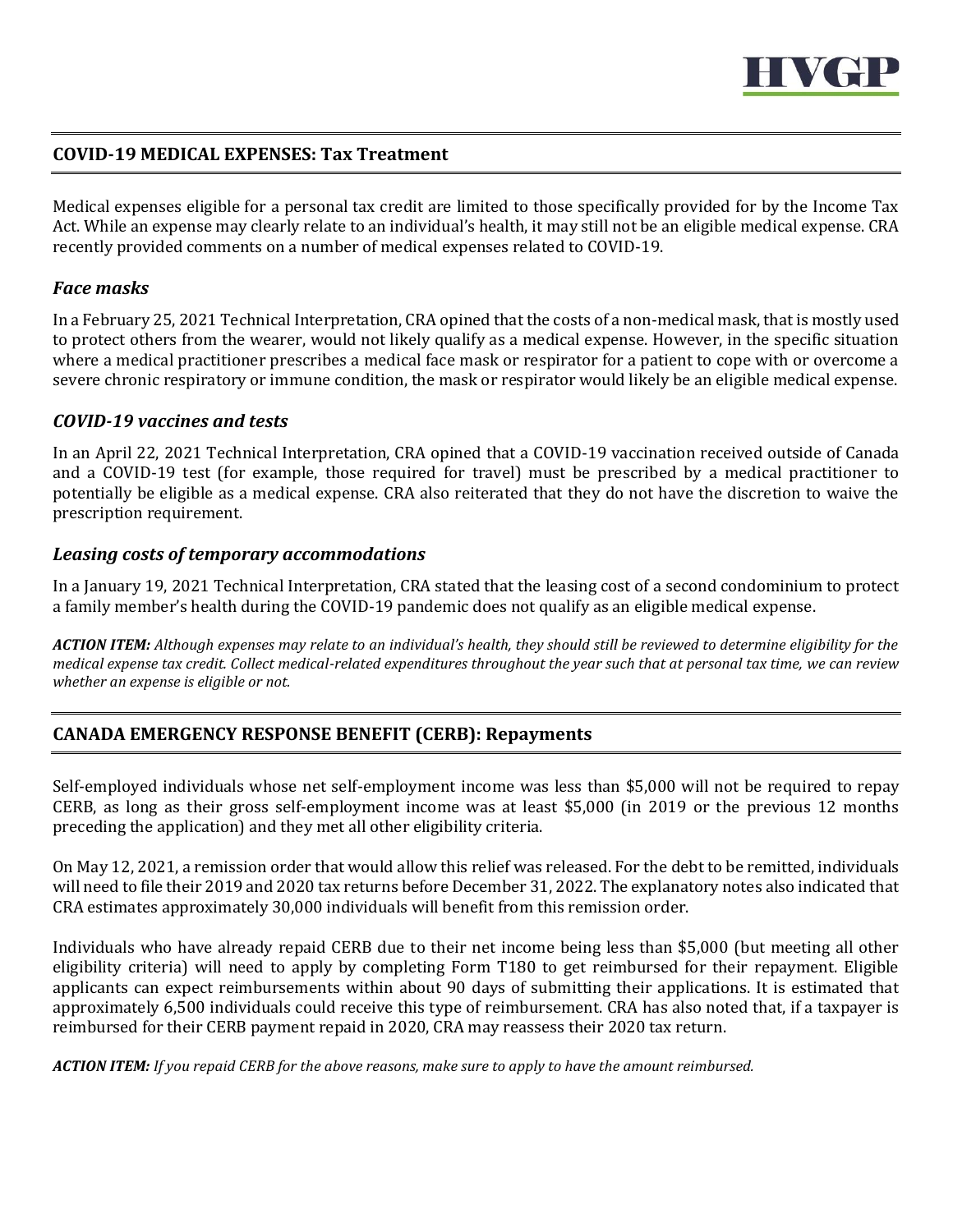## COVID-19 MEDICAL EXPENSES: Tax Treatment

Medical expenses eligible for a personal tax credit are limited to those specifically provided for by the Income Tax Act. While an expense may clearly relate to an individual's health, it may still not be an eligible medical expense. CRA recently provided comments on a number of medical expenses related to COVID-19.

### *Face masks*

In a February 25, 2021 Technical Interpretation, CRA opined that the costs of a non-medical mask, that is mostly used to protect others from the wearer, would not likely qualify as a medical expense. However, in the specific situation where a medical practitioner prescribes a medical face mask or respirator for a patient to cope with or overcome a severe chronic respiratory or immune condition, the mask or respirator would likely be an eligible medical expense.

### *COVID-19 vaccines and tests*

In an April 22, 2021 Technical Interpretation, CRA opined that a COVID-19 vaccination received outside of Canada and a COVID-19 test (for example, those required for travel) must be prescribed by a medical practitioner to potentially be eligible as a medical expense. CRA also reiterated that they do not have the discretion to waive the prescription requirement.

### *Leasing costs of temporary accommodations*

In a January 19, 2021 Technical Interpretation, CRA stated that the leasing cost of a second condominium to protect a family member's health during the COVID-19 pandemic does not qualify as an eligible medical expense.

***ACTION ITEM:*** *Although expenses may relate to an individual's health, they should still be reviewed to determine eligibility for the medical expense tax credit. Collect medical-related expenditures throughout the year such that at personal tax time, we can review whether an expense is eligible or not.*

## CANADA EMERGENCY RESPONSE BENEFIT (CERB): Repayments

Self-employed individuals whose net self-employment income was less than $5,000 will not be required to repay CERB, as long as their gross self-employment income was at least $5,000 (in 2019 or the previous 12 months preceding the application) and they met all other eligibility criteria.

On May 12, 2021, a remission order that would allow this relief was released. For the debt to be remitted, individuals will need to file their 2019 and 2020 tax returns before December 31, 2022. The explanatory notes also indicated that CRA estimates approximately 30,000 individuals will benefit from this remission order.

Individuals who have already repaid CERB due to their net income being less than $5,000 (but meeting all other eligibility criteria) will need to apply by completing Form T180 to get reimbursed for their repayment. Eligible applicants can expect reimbursements within about 90 days of submitting their applications. It is estimated that approximately 6,500 individuals could receive this type of reimbursement. CRA has also noted that, if a taxpayer is reimbursed for their CERB payment repaid in 2020, CRA may reassess their 2020 tax return.

***ACTION ITEM:*** *If you repaid CERB for the above reasons, make sure to apply to have the amount reimbursed.*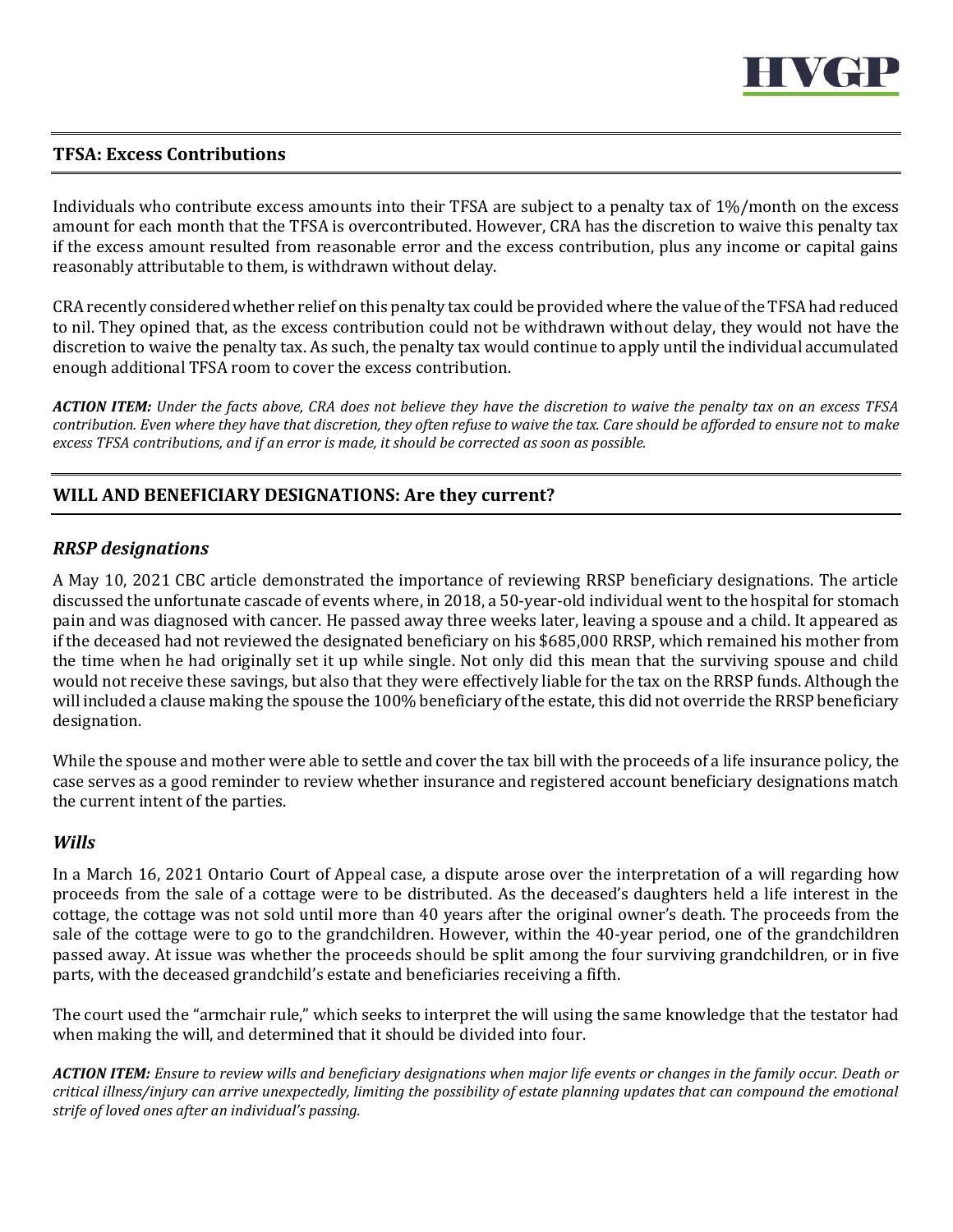## TFSA: Excess Contributions

Individuals who contribute excess amounts into their TFSA are subject to a penalty tax of 1%/month on the excess amount for each month that the TFSA is overcontributed. However, CRA has the discretion to waive this penalty tax if the excess amount resulted from reasonable error and the excess contribution, plus any income or capital gains reasonably attributable to them, is withdrawn without delay.

CRA recently considered whether relief on this penalty tax could be provided where the value of the TFSA had reduced to nil. They opined that, as the excess contribution could not be withdrawn without delay, they would not have the discretion to waive the penalty tax. As such, the penalty tax would continue to apply until the individual accumulated enough additional TFSA room to cover the excess contribution.

***ACTION ITEM:*** *Under the facts above, CRA does not believe they have the discretion to waive the penalty tax on an excess TFSA contribution. Even where they have that discretion, they often refuse to waive the tax. Care should be afforded to ensure not to make excess TFSA contributions, and if an error is made, it should be corrected as soon as possible.*

## WILL AND BENEFICIARY DESIGNATIONS: Are they current?

### *RRSP designations*

A May 10, 2021 CBC article demonstrated the importance of reviewing RRSP beneficiary designations. The article discussed the unfortunate cascade of events where, in 2018, a 50-year-old individual went to the hospital for stomach pain and was diagnosed with cancer. He passed away three weeks later, leaving a spouse and a child. It appeared as if the deceased had not reviewed the designated beneficiary on his $685,000 RRSP, which remained his mother from the time when he had originally set it up while single. Not only did this mean that the surviving spouse and child would not receive these savings, but also that they were effectively liable for the tax on the RRSP funds. Although the will included a clause making the spouse the 100% beneficiary of the estate, this did not override the RRSP beneficiary designation.

While the spouse and mother were able to settle and cover the tax bill with the proceeds of a life insurance policy, the case serves as a good reminder to review whether insurance and registered account beneficiary designations match the current intent of the parties.

### *Wills*

In a March 16, 2021 Ontario Court of Appeal case, a dispute arose over the interpretation of a will regarding how proceeds from the sale of a cottage were to be distributed. As the deceased's daughters held a life interest in the cottage, the cottage was not sold until more than 40 years after the original owner's death. The proceeds from the sale of the cottage were to go to the grandchildren. However, within the 40-year period, one of the grandchildren passed away. At issue was whether the proceeds should be split among the four surviving grandchildren, or in five parts, with the deceased grandchild's estate and beneficiaries receiving a fifth.

The court used the "armchair rule," which seeks to interpret the will using the same knowledge that the testator had when making the will, and determined that it should be divided into four.

***ACTION ITEM:*** *Ensure to review wills and beneficiary designations when major life events or changes in the family occur. Death or critical illness/injury can arrive unexpectedly, limiting the possibility of estate planning updates that can compound the emotional strife of loved ones after an individual's passing.*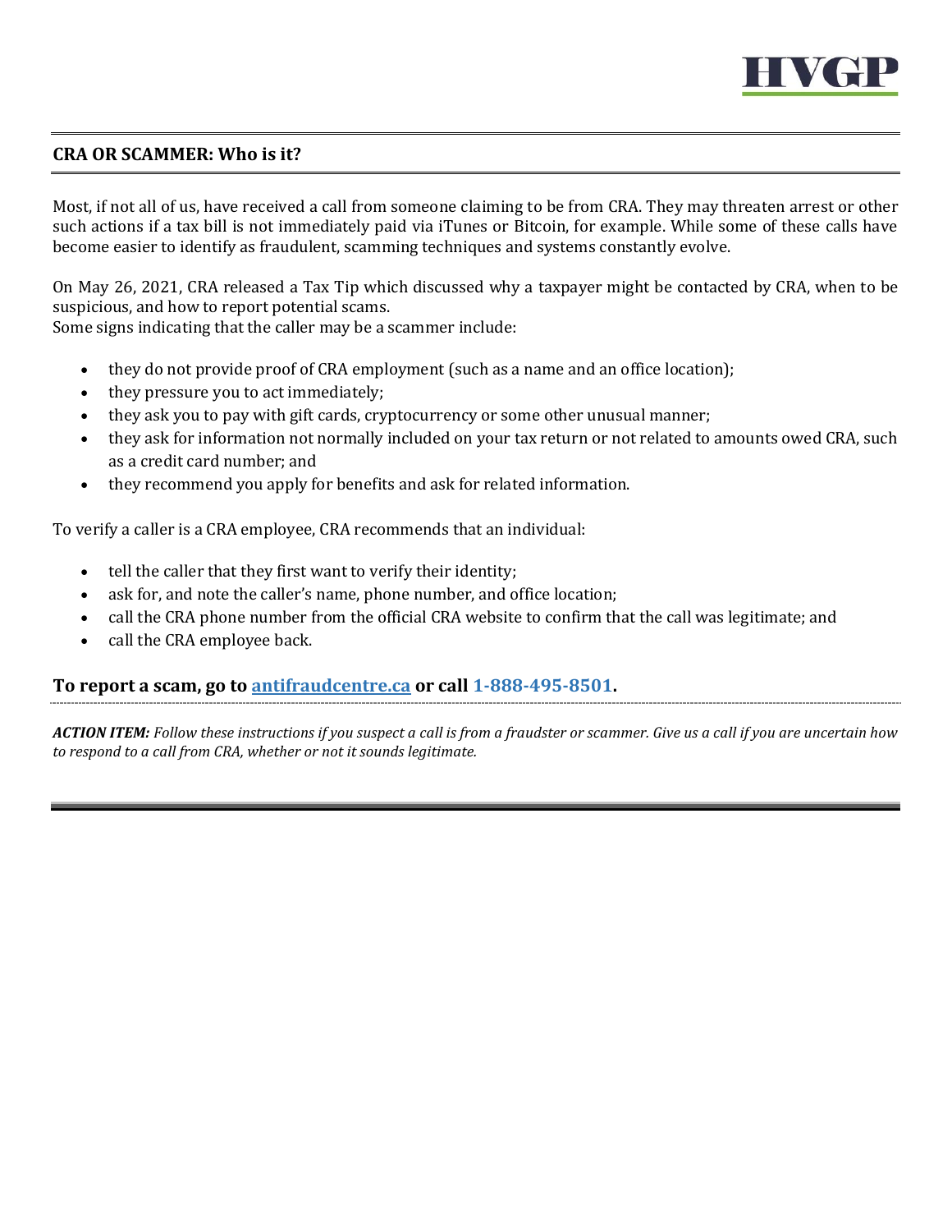## CRA OR SCAMMER: Who is it?

Most, if not all of us, have received a call from someone claiming to be from CRA. They may threaten arrest or other such actions if a tax bill is not immediately paid via iTunes or Bitcoin, for example. While some of these calls have become easier to identify as fraudulent, scamming techniques and systems constantly evolve.

On May 26, 2021, CRA released a Tax Tip which discussed why a taxpayer might be contacted by CRA, when to be suspicious, and how to report potential scams.
Some signs indicating that the caller may be a scammer include:

- they do not provide proof of CRA employment (such as a name and an office location);
- they pressure you to act immediately;
- they ask you to pay with gift cards, cryptocurrency or some other unusual manner;
- they ask for information not normally included on your tax return or not related to amounts owed CRA, such as a credit card number; and
- they recommend you apply for benefits and ask for related information.

To verify a caller is a CRA employee, CRA recommends that an individual:

- tell the caller that they first want to verify their identity;
- ask for, and note the caller's name, phone number, and office location;
- call the CRA phone number from the official CRA website to confirm that the call was legitimate; and
- call the CRA employee back.

**To report a scam, go to [antifraudcentre.ca](antifraudcentre.ca) or call 1-888-495-8501.**

***ACTION ITEM:*** *Follow these instructions if you suspect a call is from a fraudster or scammer. Give us a call if you are uncertain how to respond to a call from CRA, whether or not it sounds legitimate.*